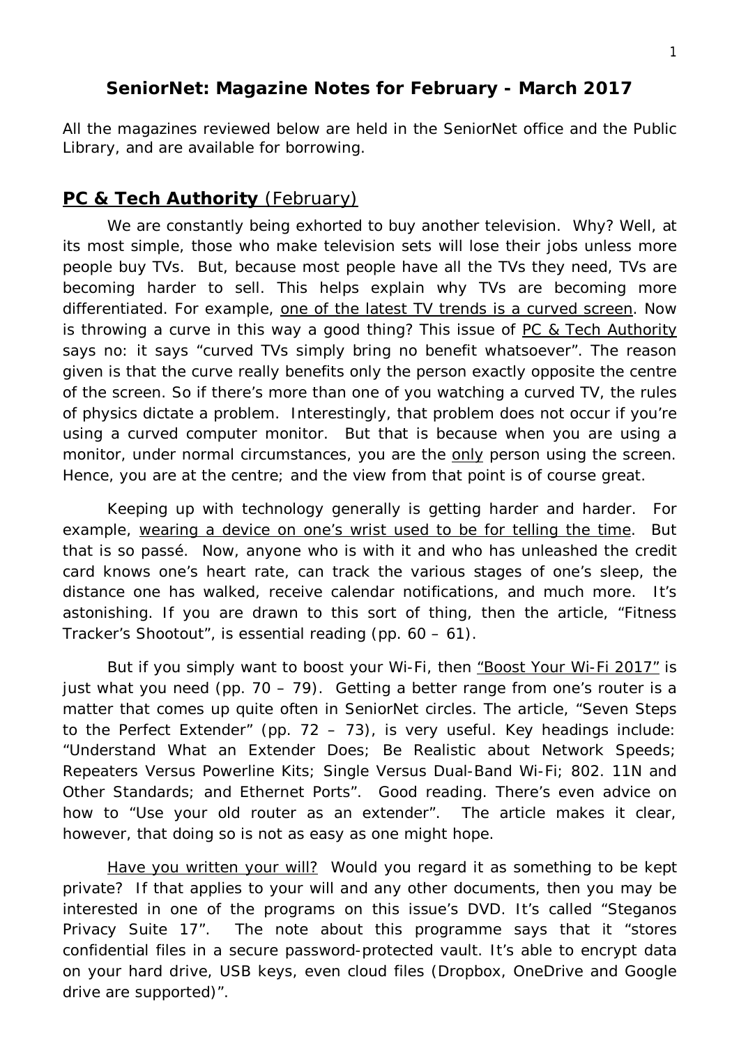## SeniorNet: Magazine Notes for February - March 2017

All the magazines reviewed below are held in the SeniorNet office and the Public Library, and are available for borrowing.

### PC & Tech Authority (February)

We are constantly being exhorted to buy another television. Why? Well, at its most simple, those who make television sets will lose their jobs unless more people buy TVs. But, because most people have all the TVs they need, TVs are becoming harder to sell. This helps explain why TVs are becoming more differentiated. For example, one of the latest TV trends is a curved screen. Now is throwing a curve in this way a good thing? This issue of PC & Tech Authority says no: it says "curved TVs simply bring no benefit whatsoever". The reason given is that the curve really benefits only the person exactly opposite the centre of the screen. So if there's more than one of you watching a curved TV, the rules of physics dictate a problem. Interestingly, that problem does not occur if you're using a curved computer monitor. But that is because when you are using a monitor, under normal circumstances, you are the only person using the screen. Hence, you are at the centre; and the view from that point is of course great.

Keeping up with technology generally is getting harder and harder. For example, wearing a device on one's wrist used to be for telling the time. But that is so passé. Now, anyone who is with it and who has unleashed the credit card knows one's heart rate, can track the various stages of one's sleep, the distance one has walked, receive calendar notifications, and much more. It's astonishing. If you are drawn to this sort of thing, then the article, "Fitness Tracker's Shootout", is essential reading (pp. 60 – 61).

But if you simply want to boost your Wi-Fi, then "Boost Your Wi-Fi 2017" is just what you need (pp. 70 – 79). Getting a better range from one's router is a matter that comes up quite often in SeniorNet circles. The article, "Seven Steps to the Perfect Extender" (pp. 72 – 73), is very useful. Key headings include: "Understand What an Extender Does; Be Realistic about Network Speeds; Repeaters Versus Powerline Kits; Single Versus Dual-Band Wi-Fi; 802. 11N and Other Standards; and Ethernet Ports". Good reading. There's even advice on how to "Use your old router as an extender". The article makes it clear, however, that doing so is not as easy as one might hope.

Have you written your will? Would you regard it as something to be kept private? If that applies to your will and any other documents, then you may be interested in one of the programs on this issue's DVD. It's called "Steganos Privacy Suite 17". The note about this programme says that it "stores confidential files in a secure password-protected vault. It's able to encrypt data on your hard drive, USB keys, even cloud files (Dropbox, OneDrive and Google drive are supported)".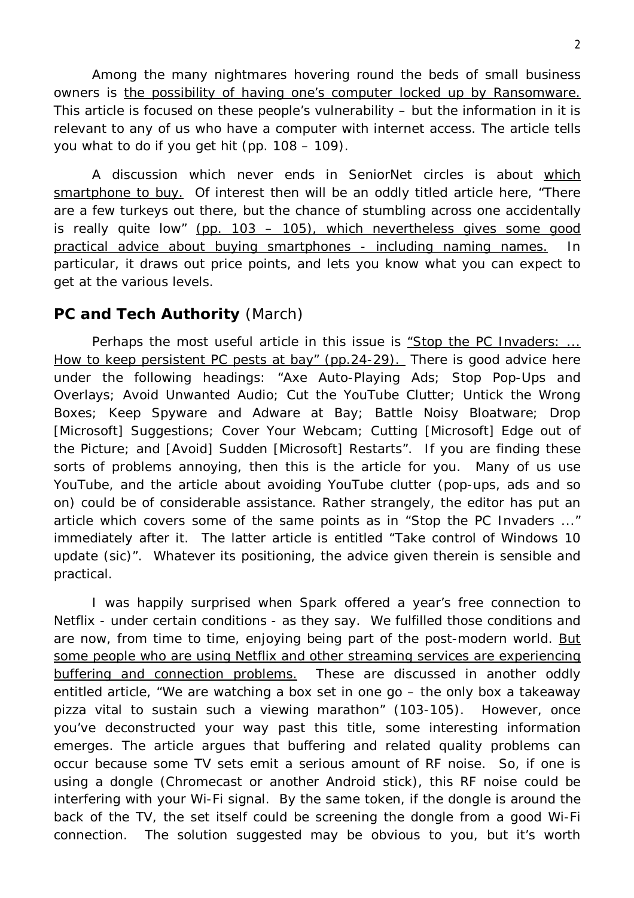Among the many nightmares hovering round the beds of small business owners is the possibility of having one's computer locked up by Ransomware. This article is focused on these people's vulnerability – but the information in it is relevant to any of us who have a computer with internet access. The article tells you what to do if you get hit (pp. 108 – 109).

A discussion which never ends in SeniorNet circles is about which smartphone to buy. Of interest then will be an oddly titled article here, "There are a few turkeys out there, but the chance of stumbling across one accidentally is really quite low" (pp. 103 – 105), which nevertheless gives some good practical advice about buying smartphones - including naming names. In particular, it draws out price points, and lets you know what you can expect to get at the various levels.

## PC and Tech Authority (March)

Perhaps the most useful article in this issue is "Stop the PC Invaders: ... How to keep persistent PC pests at bay" (pp.24-29). There is good advice here under the following headings: "Axe Auto-Playing Ads; Stop Pop-Ups and Overlays; Avoid Unwanted Audio; Cut the YouTube Clutter; Untick the Wrong Boxes; Keep Spyware and Adware at Bay; Battle Noisy Bloatware; Drop [Microsoft] Suggestions; Cover Your Webcam; Cutting [Microsoft] Edge out of the Picture; and [Avoid] Sudden [Microsoft] Restarts". If you are finding these sorts of problems annoying, then this is the article for you. Many of us use YouTube, and the article about avoiding YouTube clutter (pop-ups, ads and so on) could be of considerable assistance. Rather strangely, the editor has put an article which covers some of the same points as in "Stop the PC Invaders ..." immediately after it. The latter article is entitled "Take control of Windows 10 update (sic)". Whatever its positioning, the advice given therein is sensible and practical.

I was happily surprised when Spark offered a year's free connection to Netflix - under certain conditions - as they say. We fulfilled those conditions and are now, from time to time, enjoying being part of the post-modern world. But some people who are using Netflix and other streaming services are experiencing buffering and connection problems. These are discussed in another oddly entitled article, "We are watching a box set in one go – the only box a takeaway pizza vital to sustain such a viewing marathon" (103-105). However, once you've deconstructed your way past this title, some interesting information emerges. The article argues that buffering and related quality problems can occur because some TV sets emit a serious amount of RF noise. So, if one is using a dongle (Chromecast or another Android stick), this RF noise could be interfering with your Wi-Fi signal. By the same token, if the dongle is around the back of the TV, the set itself could be screening the dongle from a good Wi-Fi connection. The solution suggested may be obvious to you, but it's worth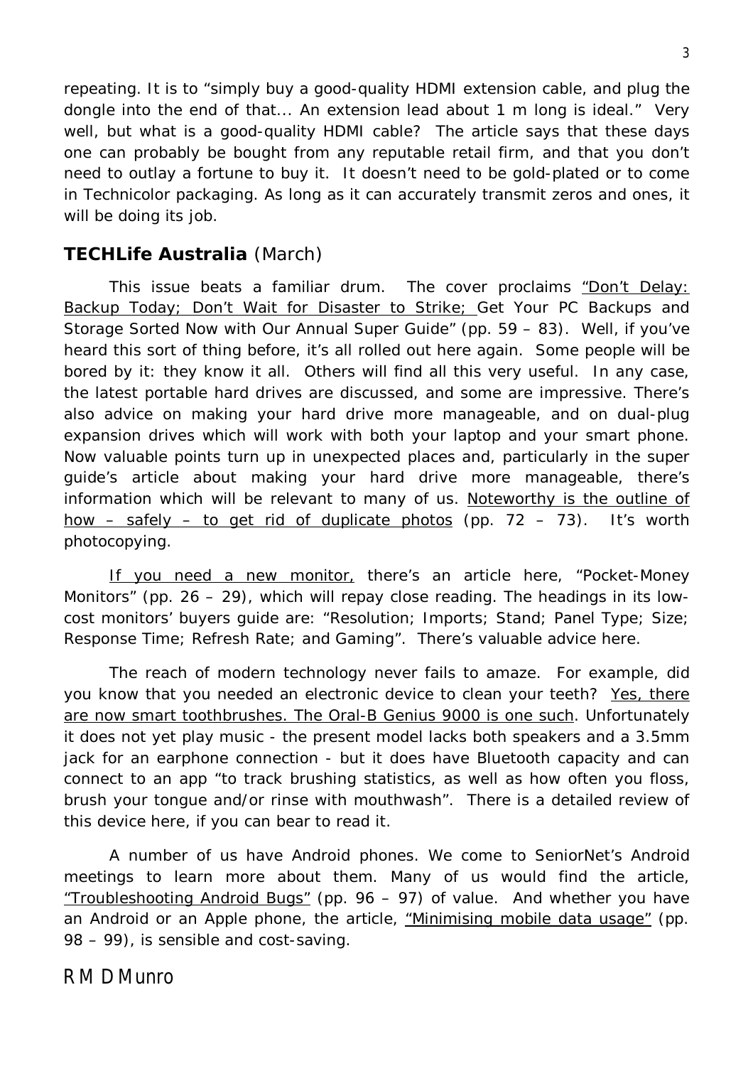repeating. It is to "simply buy a good-quality HDMI extension cable, and plug the dongle into the end of that... An extension lead about 1 m long is ideal." Very well, but what is a good-quality HDMI cable? The article says that these days one can probably be bought from any reputable retail firm, and that you don't need to outlay a fortune to buy it. It doesn't need to be gold-plated or to come in Technicolor packaging. As long as it can accurately transmit zeros and ones, it will be doing its job.

## **TECHLife Australia** (March)

This issue beats a familiar drum. The cover proclaims "Don't Delay: Backup Today; Don't Wait for Disaster to Strike; Get Your PC Backups and Storage Sorted Now with Our Annual Super Guide" (pp. 59 – 83). Well, if you've heard this sort of thing before, it's all rolled out here again. Some people will be bored by it: they know it all. Others will find all this very useful. In any case, the latest portable hard drives are discussed, and some are impressive. There's also advice on making your hard drive more manageable, and on dual-plug expansion drives which will work with both your laptop and your smart phone. Now valuable points turn up in unexpected places and, particularly in the super guide's article about making your hard drive more manageable, there's information which will be relevant to many of us. Noteworthy is the outline of how – safely – to get rid of duplicate photos (pp. 72 – 73). It's worth photocopying.

If you need a new monitor, there's an article here, "Pocket-Money Monitors" (pp. 26 – 29), which will repay close reading. The headings in its low-cost monitors' buyers guide are: "Resolution; Imports; Stand; Panel Type; Size; Response Time; Refresh Rate; and Gaming". There's valuable advice here.

The reach of modern technology never fails to amaze. For example, did you know that you needed an electronic device to clean your teeth? Yes, there are now smart toothbrushes. The Oral-B Genius 9000 is one such. Unfortunately it does not yet play music - the present model lacks both speakers and a 3.5mm jack for an earphone connection - but it does have Bluetooth capacity and can connect to an app "to track brushing statistics, as well as how often you floss, brush your tongue and/or rinse with mouthwash". There is a detailed review of this device here, if you can bear to read it.

A number of us have Android phones. We come to SeniorNet's Android meetings to learn more about them. Many of us would find the article, "Troubleshooting Android Bugs" (pp. 96 – 97) of value. And whether you have an Android or an Apple phone, the article, "Minimising mobile data usage" (pp. 98 – 99), is sensible and cost-saving.

R M D Munro